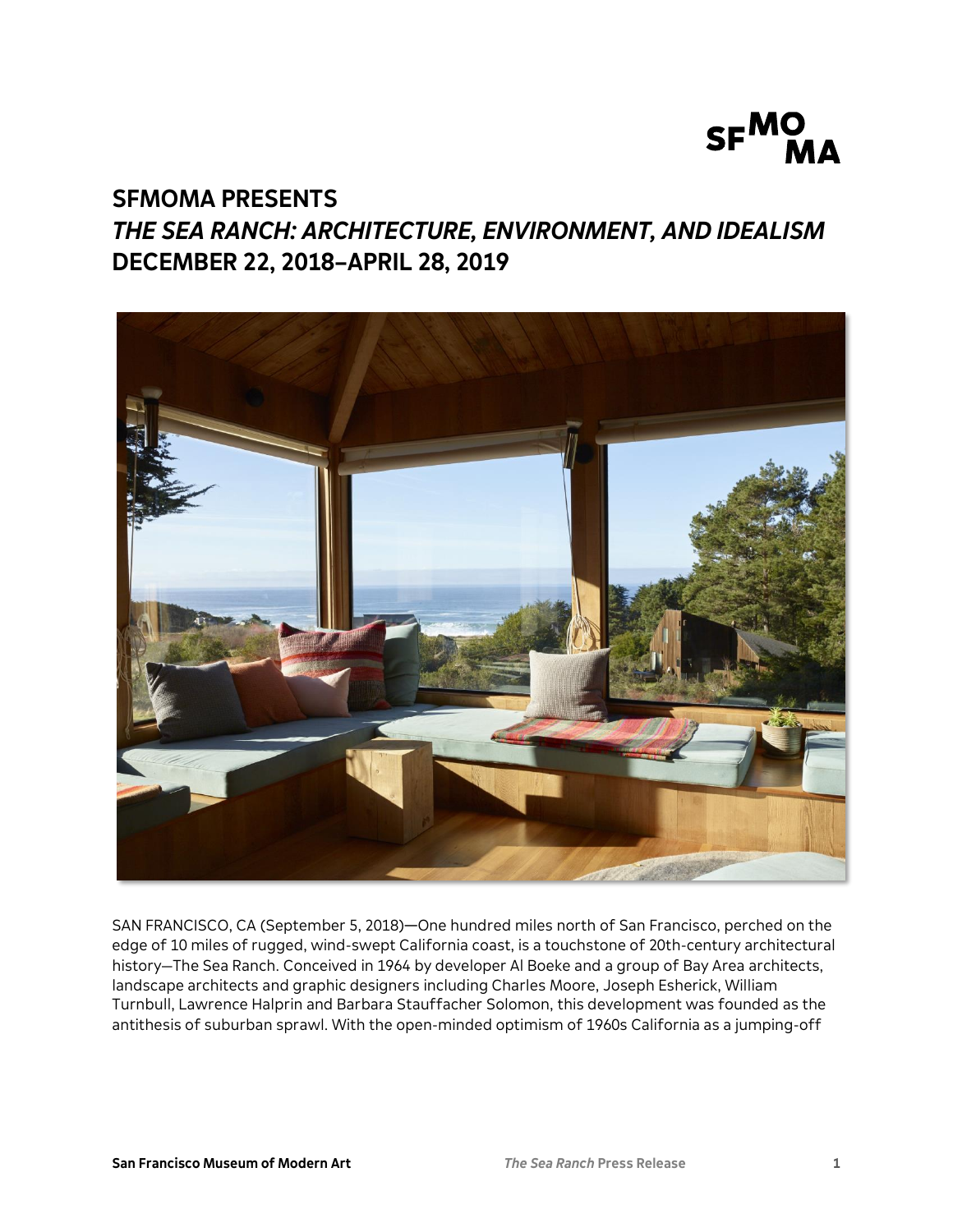# SFMOMA PRESENTS
## *THE SEA RANCH: ARCHITECTURE, ENVIRONMENT, AND IDEALISM*
## DECEMBER 22, 2018–APRIL 28, 2019

SAN FRANCISCO, CA (September 5, 2018)—One hundred miles north of San Francisco, perched on the edge of 10 miles of rugged, wind-swept California coast, is a touchstone of 20th-century architectural history—The Sea Ranch. Conceived in 1964 by developer Al Boeke and a group of Bay Area architects, landscape architects and graphic designers including Charles Moore, Joseph Esherick, William Turnbull, Lawrence Halprin and Barbara Stauffacher Solomon, this development was founded as the antithesis of suburban sprawl. With the open-minded optimism of 1960s California as a jumping-off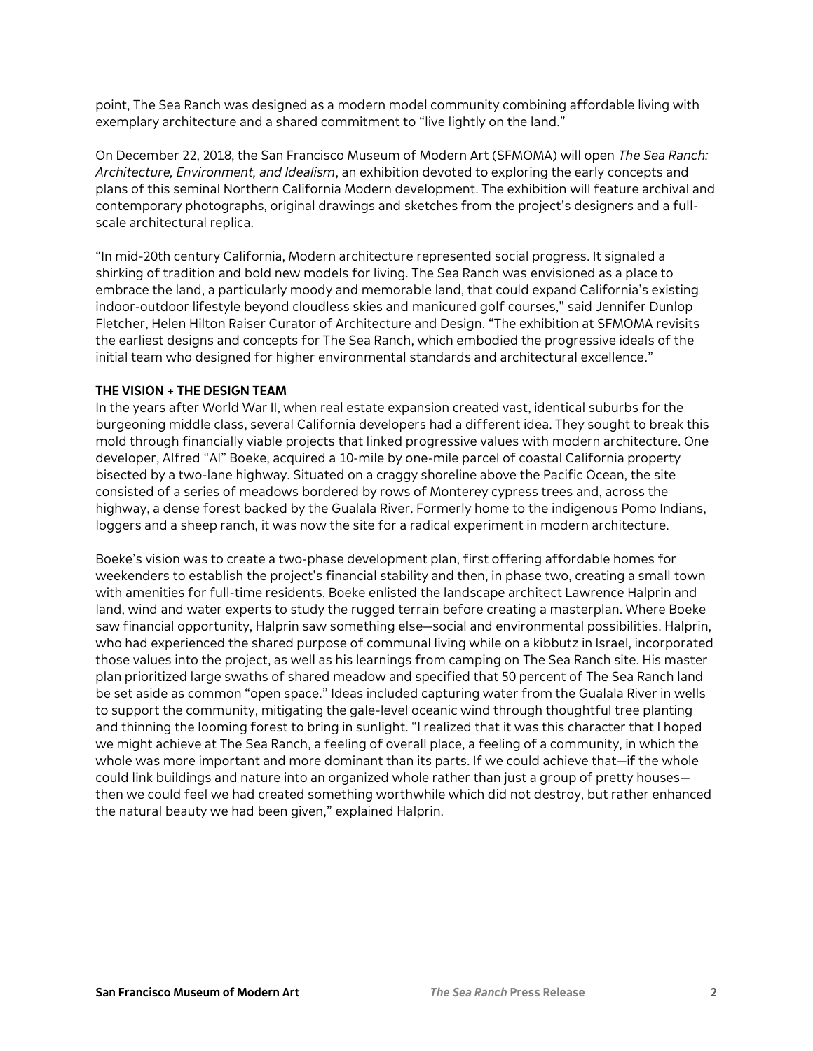point, The Sea Ranch was designed as a modern model community combining affordable living with exemplary architecture and a shared commitment to "live lightly on the land."

On December 22, 2018, the San Francisco Museum of Modern Art (SFMOMA) will open *The Sea Ranch: Architecture, Environment, and Idealism*, an exhibition devoted to exploring the early concepts and plans of this seminal Northern California Modern development. The exhibition will feature archival and contemporary photographs, original drawings and sketches from the project's designers and a full-scale architectural replica.

"In mid-20th century California, Modern architecture represented social progress. It signaled a shirking of tradition and bold new models for living. The Sea Ranch was envisioned as a place to embrace the land, a particularly moody and memorable land, that could expand California's existing indoor-outdoor lifestyle beyond cloudless skies and manicured golf courses," said Jennifer Dunlop Fletcher, Helen Hilton Raiser Curator of Architecture and Design. "The exhibition at SFMOMA revisits the earliest designs and concepts for The Sea Ranch, which embodied the progressive ideals of the initial team who designed for higher environmental standards and architectural excellence."

**THE VISION + THE DESIGN TEAM**

In the years after World War II, when real estate expansion created vast, identical suburbs for the burgeoning middle class, several California developers had a different idea. They sought to break this mold through financially viable projects that linked progressive values with modern architecture. One developer, Alfred "Al" Boeke, acquired a 10-mile by one-mile parcel of coastal California property bisected by a two-lane highway. Situated on a craggy shoreline above the Pacific Ocean, the site consisted of a series of meadows bordered by rows of Monterey cypress trees and, across the highway, a dense forest backed by the Gualala River. Formerly home to the indigenous Pomo Indians, loggers and a sheep ranch, it was now the site for a radical experiment in modern architecture.

Boeke's vision was to create a two-phase development plan, first offering affordable homes for weekenders to establish the project's financial stability and then, in phase two, creating a small town with amenities for full-time residents. Boeke enlisted the landscape architect Lawrence Halprin and land, wind and water experts to study the rugged terrain before creating a masterplan. Where Boeke saw financial opportunity, Halprin saw something else—social and environmental possibilities. Halprin, who had experienced the shared purpose of communal living while on a kibbutz in Israel, incorporated those values into the project, as well as his learnings from camping on The Sea Ranch site. His master plan prioritized large swaths of shared meadow and specified that 50 percent of The Sea Ranch land be set aside as common "open space." Ideas included capturing water from the Gualala River in wells to support the community, mitigating the gale-level oceanic wind through thoughtful tree planting and thinning the looming forest to bring in sunlight. "I realized that it was this character that I hoped we might achieve at The Sea Ranch, a feeling of overall place, a feeling of a community, in which the whole was more important and more dominant than its parts. If we could achieve that—if the whole could link buildings and nature into an organized whole rather than just a group of pretty houses—then we could feel we had created something worthwhile which did not destroy, but rather enhanced the natural beauty we had been given," explained Halprin.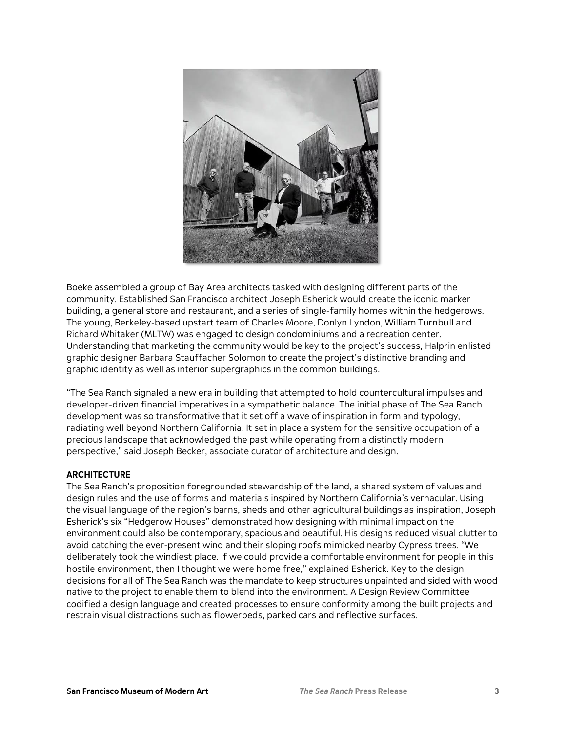Boeke assembled a group of Bay Area architects tasked with designing different parts of the community. Established San Francisco architect Joseph Esherick would create the iconic marker building, a general store and restaurant, and a series of single-family homes within the hedgerows. The young, Berkeley-based upstart team of Charles Moore, Donlyn Lyndon, William Turnbull and Richard Whitaker (MLTW) was engaged to design condominiums and a recreation center. Understanding that marketing the community would be key to the project's success, Halprin enlisted graphic designer Barbara Stauffacher Solomon to create the project's distinctive branding and graphic identity as well as interior supergraphics in the common buildings.

"The Sea Ranch signaled a new era in building that attempted to hold countercultural impulses and developer-driven financial imperatives in a sympathetic balance. The initial phase of The Sea Ranch development was so transformative that it set off a wave of inspiration in form and typology, radiating well beyond Northern California. It set in place a system for the sensitive occupation of a precious landscape that acknowledged the past while operating from a distinctly modern perspective," said Joseph Becker, associate curator of architecture and design.

**ARCHITECTURE**

The Sea Ranch's proposition foregrounded stewardship of the land, a shared system of values and design rules and the use of forms and materials inspired by Northern California's vernacular. Using the visual language of the region's barns, sheds and other agricultural buildings as inspiration, Joseph Esherick's six "Hedgerow Houses" demonstrated how designing with minimal impact on the environment could also be contemporary, spacious and beautiful. His designs reduced visual clutter to avoid catching the ever-present wind and their sloping roofs mimicked nearby Cypress trees. "We deliberately took the windiest place. If we could provide a comfortable environment for people in this hostile environment, then I thought we were home free," explained Esherick. Key to the design decisions for all of The Sea Ranch was the mandate to keep structures unpainted and sided with wood native to the project to enable them to blend into the environment. A Design Review Committee codified a design language and created processes to ensure conformity among the built projects and restrain visual distractions such as flowerbeds, parked cars and reflective surfaces.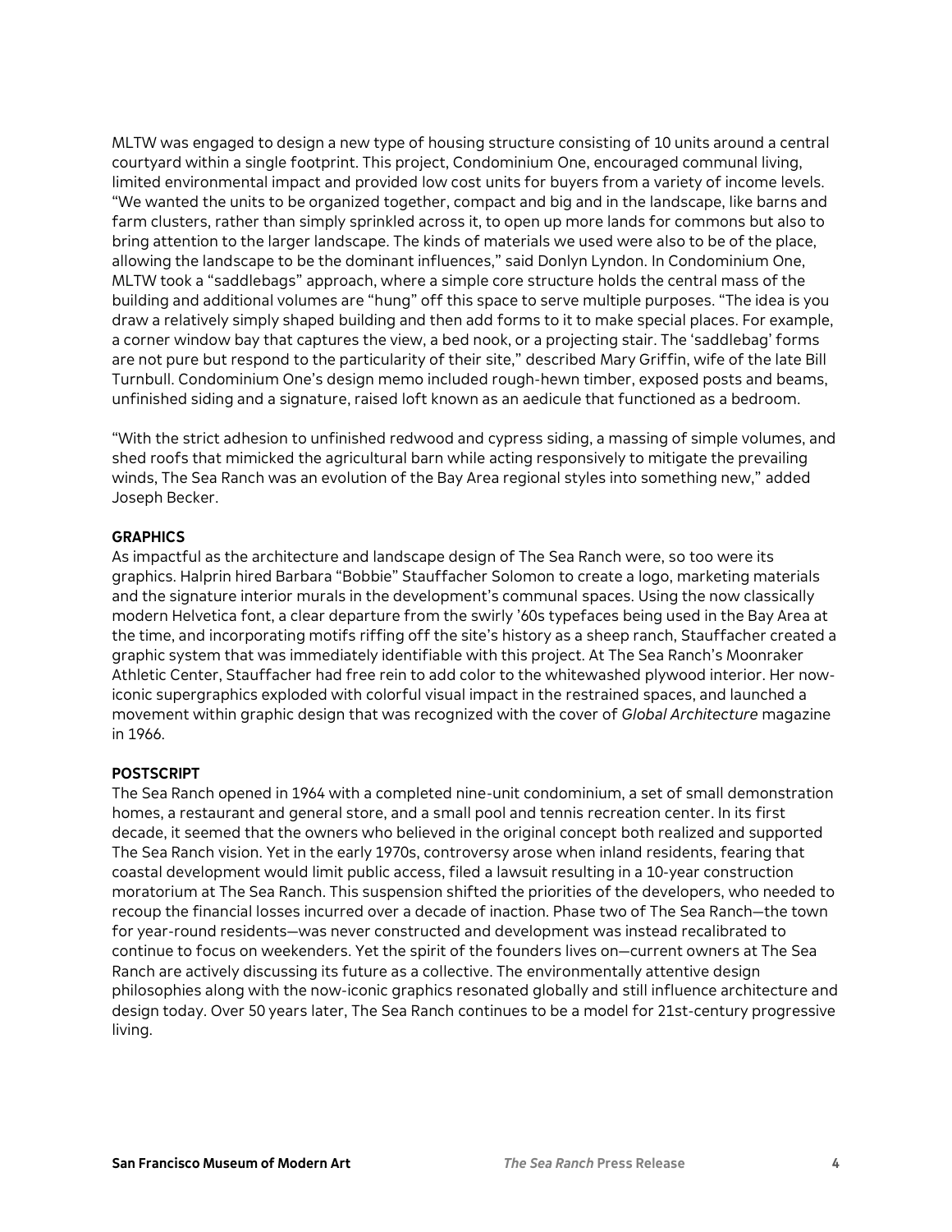MLTW was engaged to design a new type of housing structure consisting of 10 units around a central courtyard within a single footprint. This project, Condominium One, encouraged communal living, limited environmental impact and provided low cost units for buyers from a variety of income levels. "We wanted the units to be organized together, compact and big and in the landscape, like barns and farm clusters, rather than simply sprinkled across it, to open up more lands for commons but also to bring attention to the larger landscape. The kinds of materials we used were also to be of the place, allowing the landscape to be the dominant influences," said Donlyn Lyndon. In Condominium One, MLTW took a "saddlebags" approach, where a simple core structure holds the central mass of the building and additional volumes are "hung" off this space to serve multiple purposes. "The idea is you draw a relatively simply shaped building and then add forms to it to make special places. For example, a corner window bay that captures the view, a bed nook, or a projecting stair. The 'saddlebag' forms are not pure but respond to the particularity of their site," described Mary Griffin, wife of the late Bill Turnbull. Condominium One's design memo included rough-hewn timber, exposed posts and beams, unfinished siding and a signature, raised loft known as an aedicule that functioned as a bedroom.

"With the strict adhesion to unfinished redwood and cypress siding, a massing of simple volumes, and shed roofs that mimicked the agricultural barn while acting responsively to mitigate the prevailing winds, The Sea Ranch was an evolution of the Bay Area regional styles into something new," added Joseph Becker.

**GRAPHICS**

As impactful as the architecture and landscape design of The Sea Ranch were, so too were its graphics. Halprin hired Barbara "Bobbie" Stauffacher Solomon to create a logo, marketing materials and the signature interior murals in the development's communal spaces. Using the now classically modern Helvetica font, a clear departure from the swirly '60s typefaces being used in the Bay Area at the time, and incorporating motifs riffing off the site's history as a sheep ranch, Stauffacher created a graphic system that was immediately identifiable with this project. At The Sea Ranch's Moonraker Athletic Center, Stauffacher had free rein to add color to the whitewashed plywood interior. Her now-iconic supergraphics exploded with colorful visual impact in the restrained spaces, and launched a movement within graphic design that was recognized with the cover of *Global Architecture* magazine in 1966.

**POSTSCRIPT**

The Sea Ranch opened in 1964 with a completed nine-unit condominium, a set of small demonstration homes, a restaurant and general store, and a small pool and tennis recreation center. In its first decade, it seemed that the owners who believed in the original concept both realized and supported The Sea Ranch vision. Yet in the early 1970s, controversy arose when inland residents, fearing that coastal development would limit public access, filed a lawsuit resulting in a 10-year construction moratorium at The Sea Ranch. This suspension shifted the priorities of the developers, who needed to recoup the financial losses incurred over a decade of inaction. Phase two of The Sea Ranch—the town for year-round residents—was never constructed and development was instead recalibrated to continue to focus on weekenders. Yet the spirit of the founders lives on—current owners at The Sea Ranch are actively discussing its future as a collective. The environmentally attentive design philosophies along with the now-iconic graphics resonated globally and still influence architecture and design today. Over 50 years later, The Sea Ranch continues to be a model for 21st-century progressive living.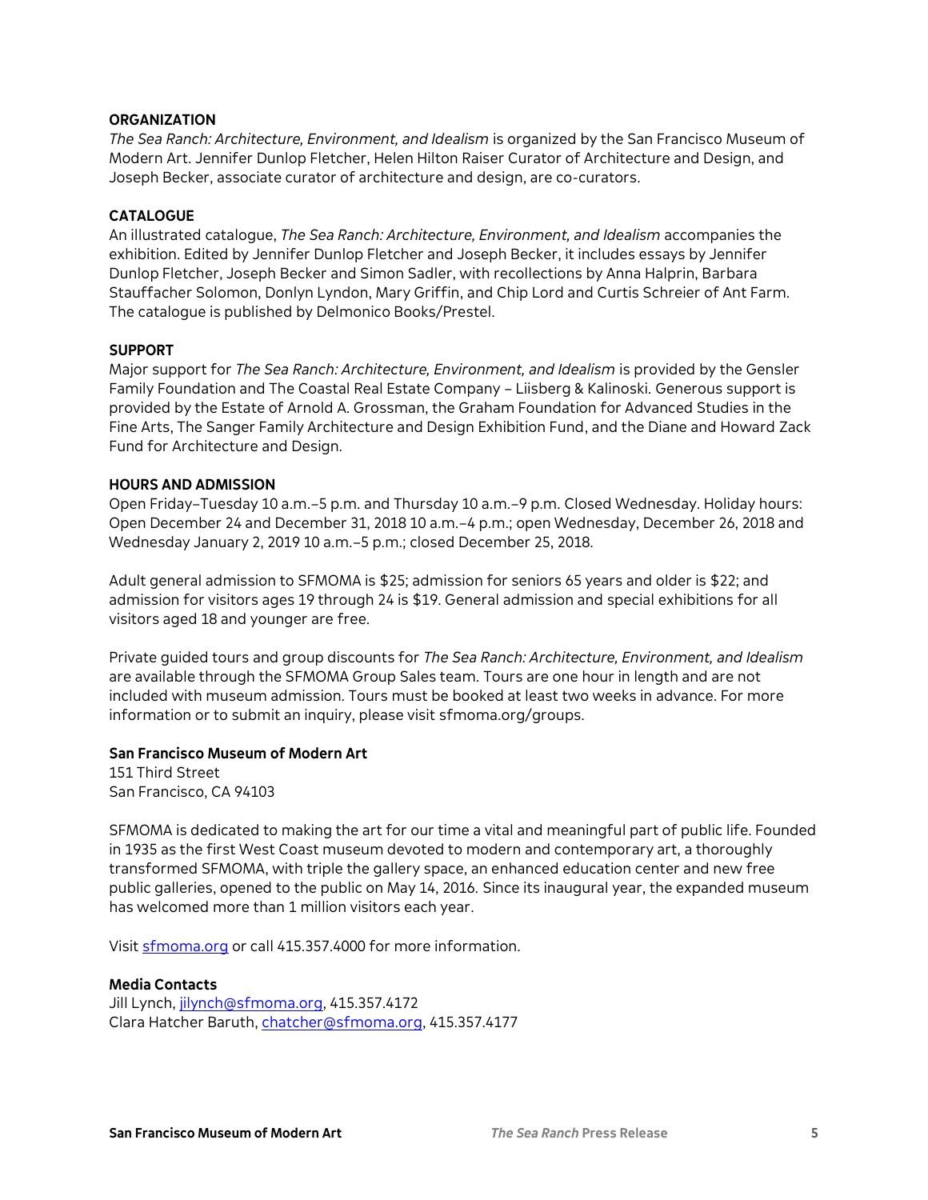**ORGANIZATION**

*The Sea Ranch: Architecture, Environment, and Idealism* is organized by the San Francisco Museum of Modern Art. Jennifer Dunlop Fletcher, Helen Hilton Raiser Curator of Architecture and Design, and Joseph Becker, associate curator of architecture and design, are co-curators.

**CATALOGUE**

An illustrated catalogue, *The Sea Ranch: Architecture, Environment, and Idealism* accompanies the exhibition. Edited by Jennifer Dunlop Fletcher and Joseph Becker, it includes essays by Jennifer Dunlop Fletcher, Joseph Becker and Simon Sadler, with recollections by Anna Halprin, Barbara Stauffacher Solomon, Donlyn Lyndon, Mary Griffin, and Chip Lord and Curtis Schreier of Ant Farm. The catalogue is published by Delmonico Books/Prestel.

**SUPPORT**

Major support for *The Sea Ranch: Architecture, Environment, and Idealism* is provided by the Gensler Family Foundation and The Coastal Real Estate Company – Liisberg & Kalinoski. Generous support is provided by the Estate of Arnold A. Grossman, the Graham Foundation for Advanced Studies in the Fine Arts, The Sanger Family Architecture and Design Exhibition Fund, and the Diane and Howard Zack Fund for Architecture and Design.

**HOURS AND ADMISSION**

Open Friday–Tuesday 10 a.m.–5 p.m. and Thursday 10 a.m.–9 p.m. Closed Wednesday. Holiday hours: Open December 24 and December 31, 2018 10 a.m.–4 p.m.; open Wednesday, December 26, 2018 and Wednesday January 2, 2019 10 a.m.–5 p.m.; closed December 25, 2018.

Adult general admission to SFMOMA is $25; admission for seniors 65 years and older is $22; and admission for visitors ages 19 through 24 is $19. General admission and special exhibitions for all visitors aged 18 and younger are free.

Private guided tours and group discounts for *The Sea Ranch: Architecture, Environment, and Idealism* are available through the SFMOMA Group Sales team. Tours are one hour in length and are not included with museum admission. Tours must be booked at least two weeks in advance. For more information or to submit an inquiry, please visit sfmoma.org/groups.

**San Francisco Museum of Modern Art**
151 Third Street
San Francisco, CA 94103

SFMOMA is dedicated to making the art for our time a vital and meaningful part of public life. Founded in 1935 as the first West Coast museum devoted to modern and contemporary art, a thoroughly transformed SFMOMA, with triple the gallery space, an enhanced education center and new free public galleries, opened to the public on May 14, 2016. Since its inaugural year, the expanded museum has welcomed more than 1 million visitors each year.

Visit [sfmoma.org](sfmoma.org) or call 415.357.4000 for more information.

**Media Contacts**
Jill Lynch, jilynch@sfmoma.org, 415.357.4172
Clara Hatcher Baruth, chatcher@sfmoma.org, 415.357.4177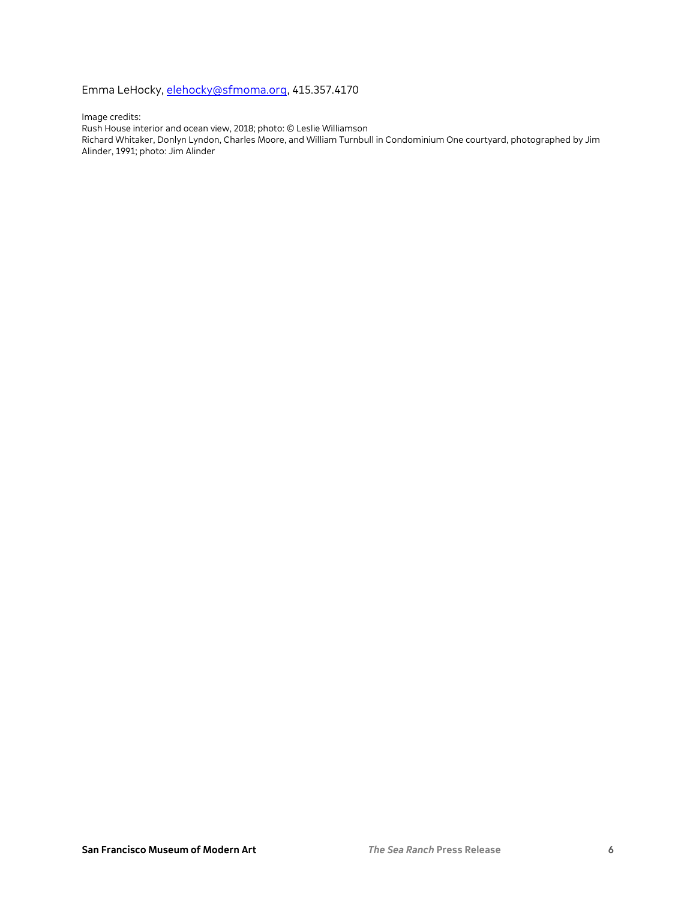Emma LeHocky, [elehocky@sfmoma.org](mailto:elehocky@sfmoma.org), 415.357.4170

Image credits:
Rush House interior and ocean view, 2018; photo: © Leslie Williamson
Richard Whitaker, Donlyn Lyndon, Charles Moore, and William Turnbull in Condominium One courtyard, photographed by Jim Alinder, 1991; photo: Jim Alinder